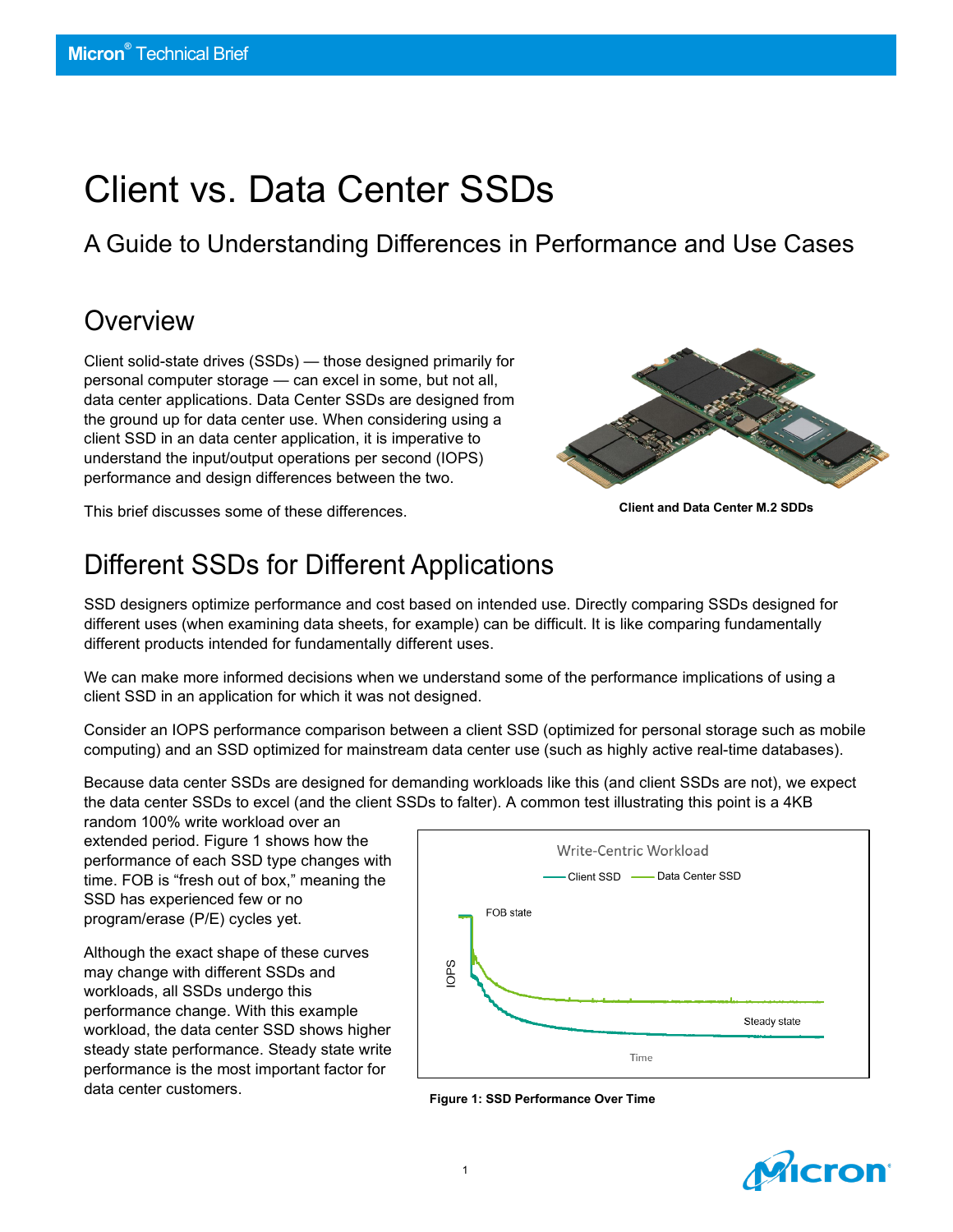# Client vs. Data Center SSDs

## A Guide to Understanding Differences in Performance and Use Cases

## Overview

Client solid-state drives (SSDs) — those designed primarily for personal computer storage — can excel in some, but not all, data center applications. Data Center SSDs are designed from the ground up for data center use. When considering using a client SSD in an data center application, it is imperative to understand the input/output operations per second (IOPS) performance and design differences between the two.

This brief discusses some of these differences.

**Client and Data Center M.2 SDDs**

## Different SSDs for Different Applications

SSD designers optimize performance and cost based on intended use. Directly comparing SSDs designed for different uses (when examining data sheets, for example) can be difficult. It is like comparing fundamentally different products intended for fundamentally different uses.

We can make more informed decisions when we understand some of the performance implications of using a client SSD in an application for which it was not designed.

Consider an IOPS performance comparison between a client SSD (optimized for personal storage such as mobile computing) and an SSD optimized for mainstream data center use (such as highly active real-time databases).

Because data center SSDs are designed for demanding workloads like this (and client SSDs are not), we expect the data center SSDs to excel (and the client SSDs to falter). A common test illustrating this point is a 4KB random 100% write workload over an extended period. Figure 1 shows how the performance of each SSD type changes with time. FOB is "fresh out of box," meaning the SSD has experienced few or no program/erase (P/E) cycles yet.

Although the exact shape of these curves may change with different SSDs and workloads, all SSDs undergo this performance change. With this example workload, the data center SSD shows higher steady state performance. Steady state write performance is the most important factor for data center customers.

**Figure 1: SSD Performance Over Time**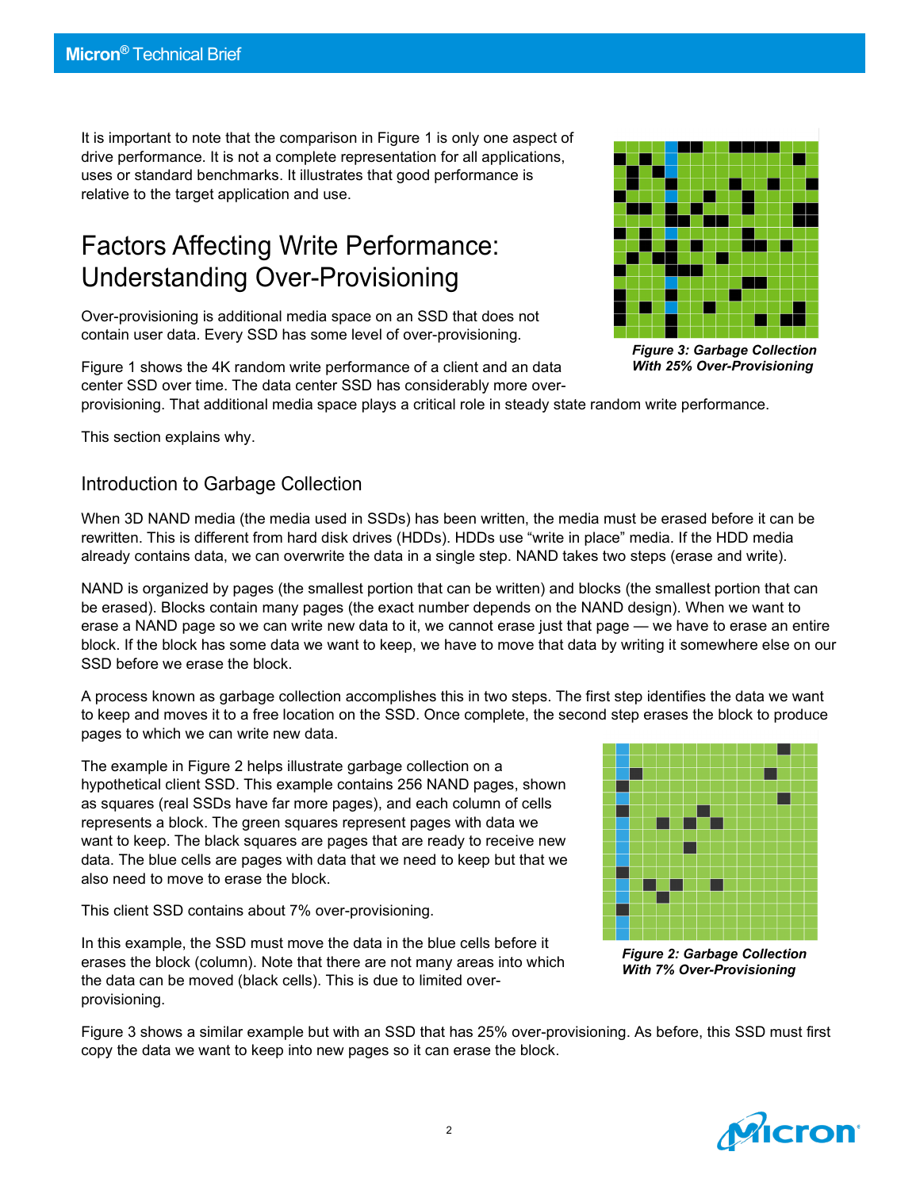It is important to note that the comparison in Figure 1 is only one aspect of drive performance. It is not a complete representation for all applications, uses or standard benchmarks. It illustrates that good performance is relative to the target application and use.

# Factors Affecting Write Performance: Understanding Over-Provisioning

Over-provisioning is additional media space on an SSD that does not contain user data. Every SSD has some level of over-provisioning.

*Figure 3: Garbage Collection With 25% Over-Provisioning*

Figure 1 shows the 4K random write performance of a client and an data center SSD over time. The data center SSD has considerably more over-provisioning. That additional media space plays a critical role in steady state random write performance.

This section explains why.

## Introduction to Garbage Collection

When 3D NAND media (the media used in SSDs) has been written, the media must be erased before it can be rewritten. This is different from hard disk drives (HDDs). HDDs use "write in place" media. If the HDD media already contains data, we can overwrite the data in a single step. NAND takes two steps (erase and write).

NAND is organized by pages (the smallest portion that can be written) and blocks (the smallest portion that can be erased). Blocks contain many pages (the exact number depends on the NAND design). When we want to erase a NAND page so we can write new data to it, we cannot erase just that page — we have to erase an entire block. If the block has some data we want to keep, we have to move that data by writing it somewhere else on our SSD before we erase the block.

A process known as garbage collection accomplishes this in two steps. The first step identifies the data we want to keep and moves it to a free location on the SSD. Once complete, the second step erases the block to produce pages to which we can write new data.

The example in Figure 2 helps illustrate garbage collection on a hypothetical client SSD. This example contains 256 NAND pages, shown as squares (real SSDs have far more pages), and each column of cells represents a block. The green squares represent pages with data we want to keep. The black squares are pages that are ready to receive new data. The blue cells are pages with data that we need to keep but that we also need to move to erase the block.

This client SSD contains about 7% over-provisioning.

In this example, the SSD must move the data in the blue cells before it erases the block (column). Note that there are not many areas into which the data can be moved (black cells). This is due to limited over-provisioning.

*Figure 2: Garbage Collection With 7% Over-Provisioning*

Figure 3 shows a similar example but with an SSD that has 25% over-provisioning. As before, this SSD must first copy the data we want to keep into new pages so it can erase the block.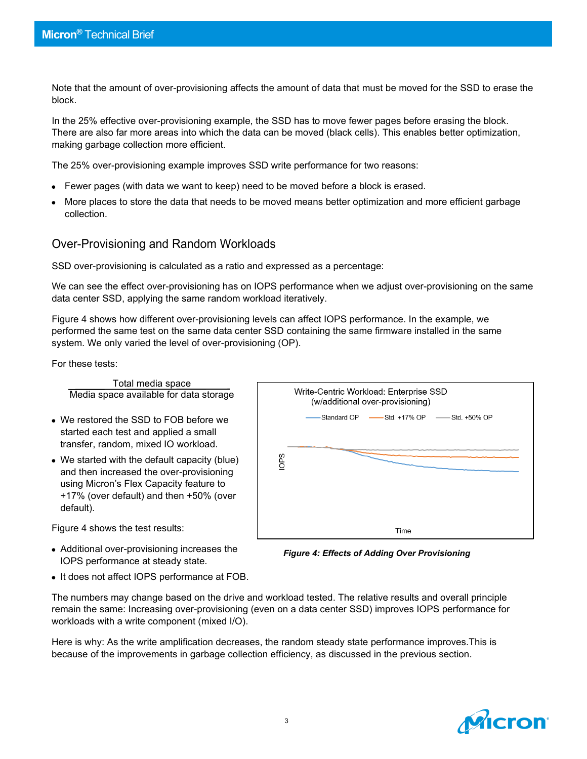Note that the amount of over-provisioning affects the amount of data that must be moved for the SSD to erase the block.

In the 25% effective over-provisioning example, the SSD has to move fewer pages before erasing the block. There are also far more areas into which the data can be moved (black cells). This enables better optimization, making garbage collection more efficient.

The 25% over-provisioning example improves SSD write performance for two reasons:

- Fewer pages (with data we want to keep) need to be moved before a block is erased.
- More places to store the data that needs to be moved means better optimization and more efficient garbage collection.

## Over-Provisioning and Random Workloads

SSD over-provisioning is calculated as a ratio and expressed as a percentage:

We can see the effect over-provisioning has on IOPS performance when we adjust over-provisioning on the same data center SSD, applying the same random workload iteratively.

Figure 4 shows how different over-provisioning levels can affect IOPS performance. In the example, we performed the same test on the same data center SSD containing the same firmware installed in the same system. We only varied the level of over-provisioning (OP).

For these tests:

$$\frac{\text{Total media space}}{\text{Media space available for data storage}}$$

- We restored the SSD to FOB before we started each test and applied a small transfer, random, mixed IO workload.
- We started with the default capacity (blue) and then increased the over-provisioning using Micron's Flex Capacity feature to +17% (over default) and then +50% (over default).

Figure 4 shows the test results:

- Additional over-provisioning increases the IOPS performance at steady state.
- It does not affect IOPS performance at FOB.

Write-Centric Workload: Enterprise SSD (w/additional over-provisioning)

Standard OP — Std. +17% OP — Std. +50% OP

IOPS

Time

***Figure 4: Effects of Adding Over Provisioning***

The numbers may change based on the drive and workload tested. The relative results and overall principle remain the same: Increasing over-provisioning (even on a data center SSD) improves IOPS performance for workloads with a write component (mixed I/O).

Here is why: As the write amplification decreases, the random steady state performance improves.This is because of the improvements in garbage collection efficiency, as discussed in the previous section.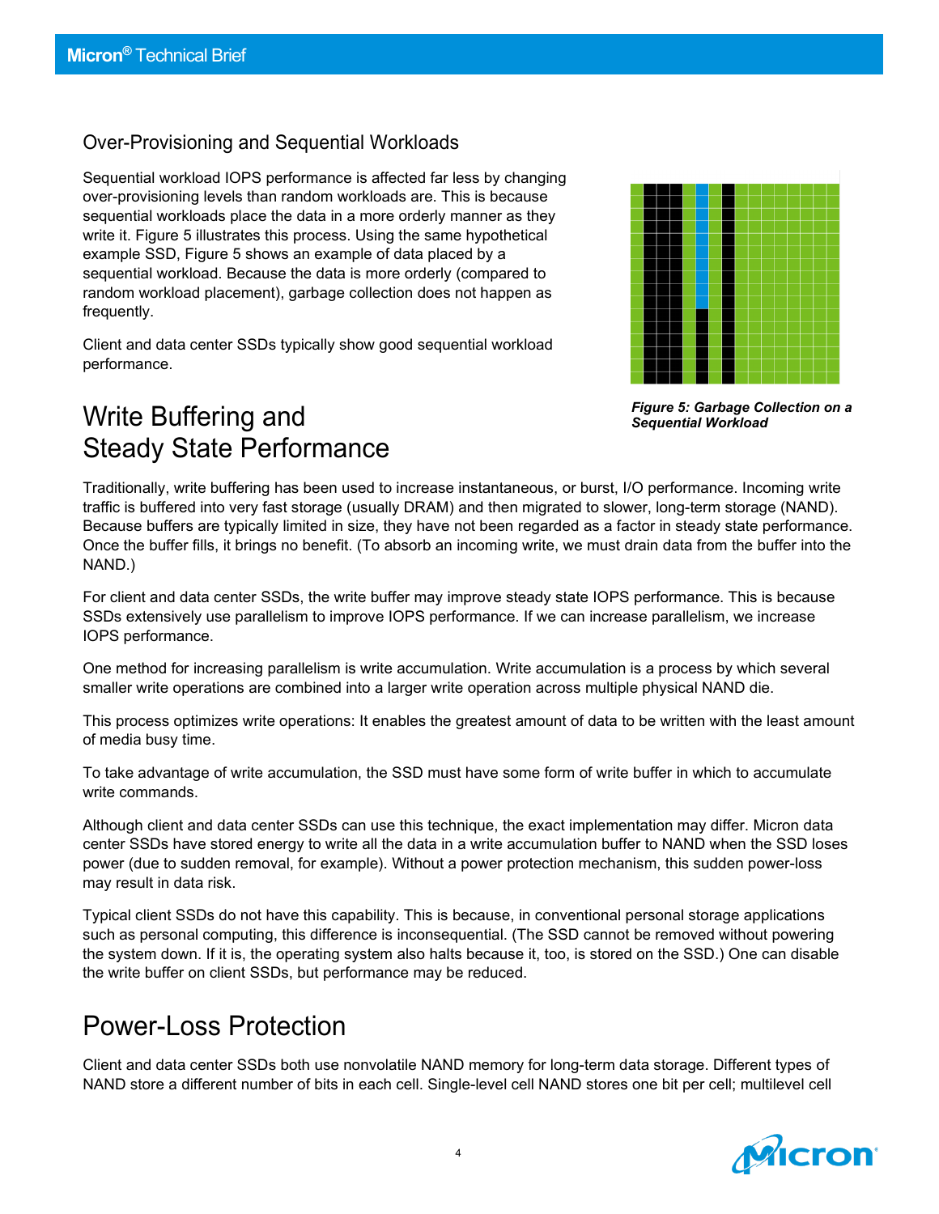### Over-Provisioning and Sequential Workloads

Sequential workload IOPS performance is affected far less by changing over-provisioning levels than random workloads are. This is because sequential workloads place the data in a more orderly manner as they write it. Figure 5 illustrates this process. Using the same hypothetical example SSD, Figure 5 shows an example of data placed by a sequential workload. Because the data is more orderly (compared to random workload placement), garbage collection does not happen as frequently.

Client and data center SSDs typically show good sequential workload performance.

*Figure 5: Garbage Collection on a Sequential Workload*

## Write Buffering and Steady State Performance

Traditionally, write buffering has been used to increase instantaneous, or burst, I/O performance. Incoming write traffic is buffered into very fast storage (usually DRAM) and then migrated to slower, long-term storage (NAND). Because buffers are typically limited in size, they have not been regarded as a factor in steady state performance. Once the buffer fills, it brings no benefit. (To absorb an incoming write, we must drain data from the buffer into the NAND.)

For client and data center SSDs, the write buffer may improve steady state IOPS performance. This is because SSDs extensively use parallelism to improve IOPS performance. If we can increase parallelism, we increase IOPS performance.

One method for increasing parallelism is write accumulation. Write accumulation is a process by which several smaller write operations are combined into a larger write operation across multiple physical NAND die.

This process optimizes write operations: It enables the greatest amount of data to be written with the least amount of media busy time.

To take advantage of write accumulation, the SSD must have some form of write buffer in which to accumulate write commands.

Although client and data center SSDs can use this technique, the exact implementation may differ. Micron data center SSDs have stored energy to write all the data in a write accumulation buffer to NAND when the SSD loses power (due to sudden removal, for example). Without a power protection mechanism, this sudden power-loss may result in data risk.

Typical client SSDs do not have this capability. This is because, in conventional personal storage applications such as personal computing, this difference is inconsequential. (The SSD cannot be removed without powering the system down. If it is, the operating system also halts because it, too, is stored on the SSD.) One can disable the write buffer on client SSDs, but performance may be reduced.

## Power-Loss Protection

Client and data center SSDs both use nonvolatile NAND memory for long-term data storage. Different types of NAND store a different number of bits in each cell. Single-level cell NAND stores one bit per cell; multilevel cell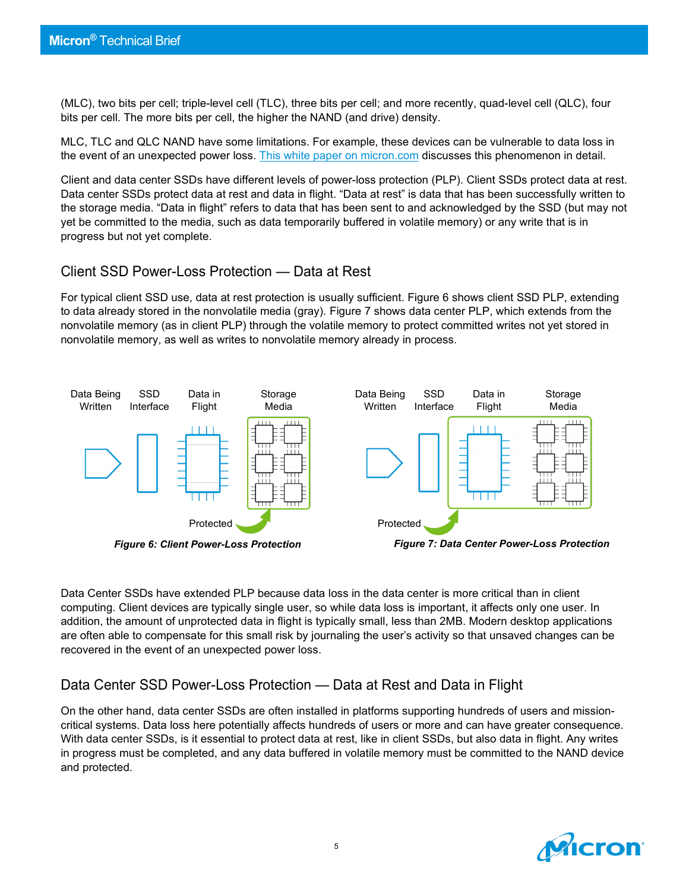(MLC), two bits per cell; triple-level cell (TLC), three bits per cell; and more recently, quad-level cell (QLC), four bits per cell. The more bits per cell, the higher the NAND (and drive) density.

MLC, TLC and QLC NAND have some limitations. For example, these devices can be vulnerable to data loss in the event of an unexpected power loss. This white paper on micron.com discusses this phenomenon in detail.

Client and data center SSDs have different levels of power-loss protection (PLP). Client SSDs protect data at rest. Data center SSDs protect data at rest and data in flight. "Data at rest" is data that has been successfully written to the storage media. "Data in flight" refers to data that has been sent to and acknowledged by the SSD (but may not yet be committed to the media, such as data temporarily buffered in volatile memory) or any write that is in progress but not yet complete.

## Client SSD Power-Loss Protection — Data at Rest

For typical client SSD use, data at rest protection is usually sufficient. Figure 6 shows client SSD PLP, extending to data already stored in the nonvolatile media (gray). Figure 7 shows data center PLP, which extends from the nonvolatile memory (as in client PLP) through the volatile memory to protect committed writes not yet stored in nonvolatile memory, as well as writes to nonvolatile memory already in process.

Data Being Written | SSD Interface | Data in Flight | Storage Media | Protected

***Figure 6: Client Power-Loss Protection***

Data Being Written | SSD Interface | Data in Flight | Storage Media | Protected

***Figure 7: Data Center Power-Loss Protection***

Data Center SSDs have extended PLP because data loss in the data center is more critical than in client computing. Client devices are typically single user, so while data loss is important, it affects only one user. In addition, the amount of unprotected data in flight is typically small, less than 2MB. Modern desktop applications are often able to compensate for this small risk by journaling the user's activity so that unsaved changes can be recovered in the event of an unexpected power loss.

## Data Center SSD Power-Loss Protection — Data at Rest and Data in Flight

On the other hand, data center SSDs are often installed in platforms supporting hundreds of users and mission-critical systems. Data loss here potentially affects hundreds of users or more and can have greater consequence. With data center SSDs, is it essential to protect data at rest, like in client SSDs, but also data in flight. Any writes in progress must be completed, and any data buffered in volatile memory must be committed to the NAND device and protected.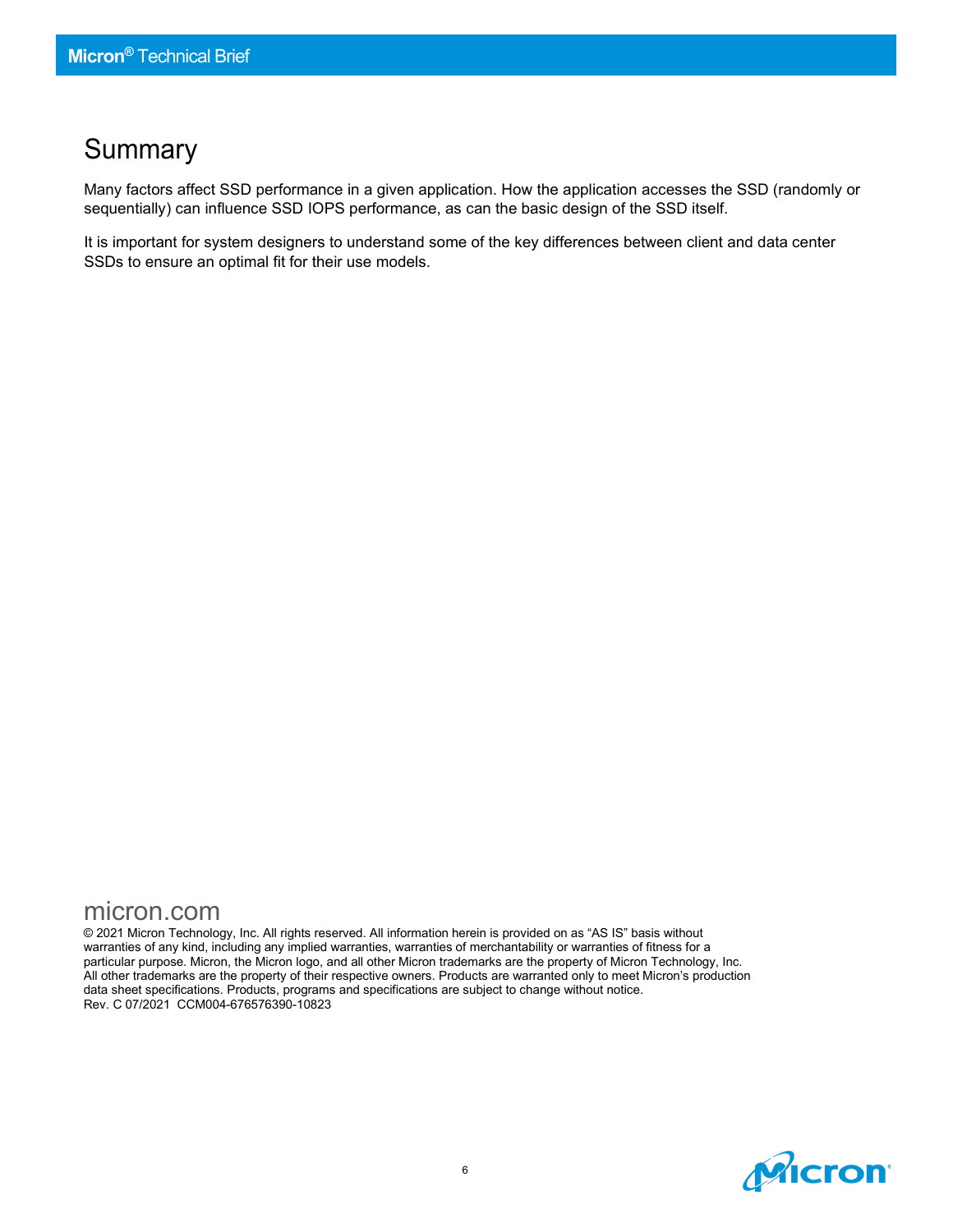# Summary

Many factors affect SSD performance in a given application. How the application accesses the SSD (randomly or sequentially) can influence SSD IOPS performance, as can the basic design of the SSD itself.

It is important for system designers to understand some of the key differences between client and data center SSDs to ensure an optimal fit for their use models.

micron.com

© 2021 Micron Technology, Inc. All rights reserved. All information herein is provided on as “AS IS” basis without warranties of any kind, including any implied warranties, warranties of merchantability or warranties of fitness for a particular purpose. Micron, the Micron logo, and all other Micron trademarks are the property of Micron Technology, Inc. All other trademarks are the property of their respective owners. Products are warranted only to meet Micron’s production data sheet specifications. Products, programs and specifications are subject to change without notice.
Rev. C 07/2021 CCM004-676576390-10823